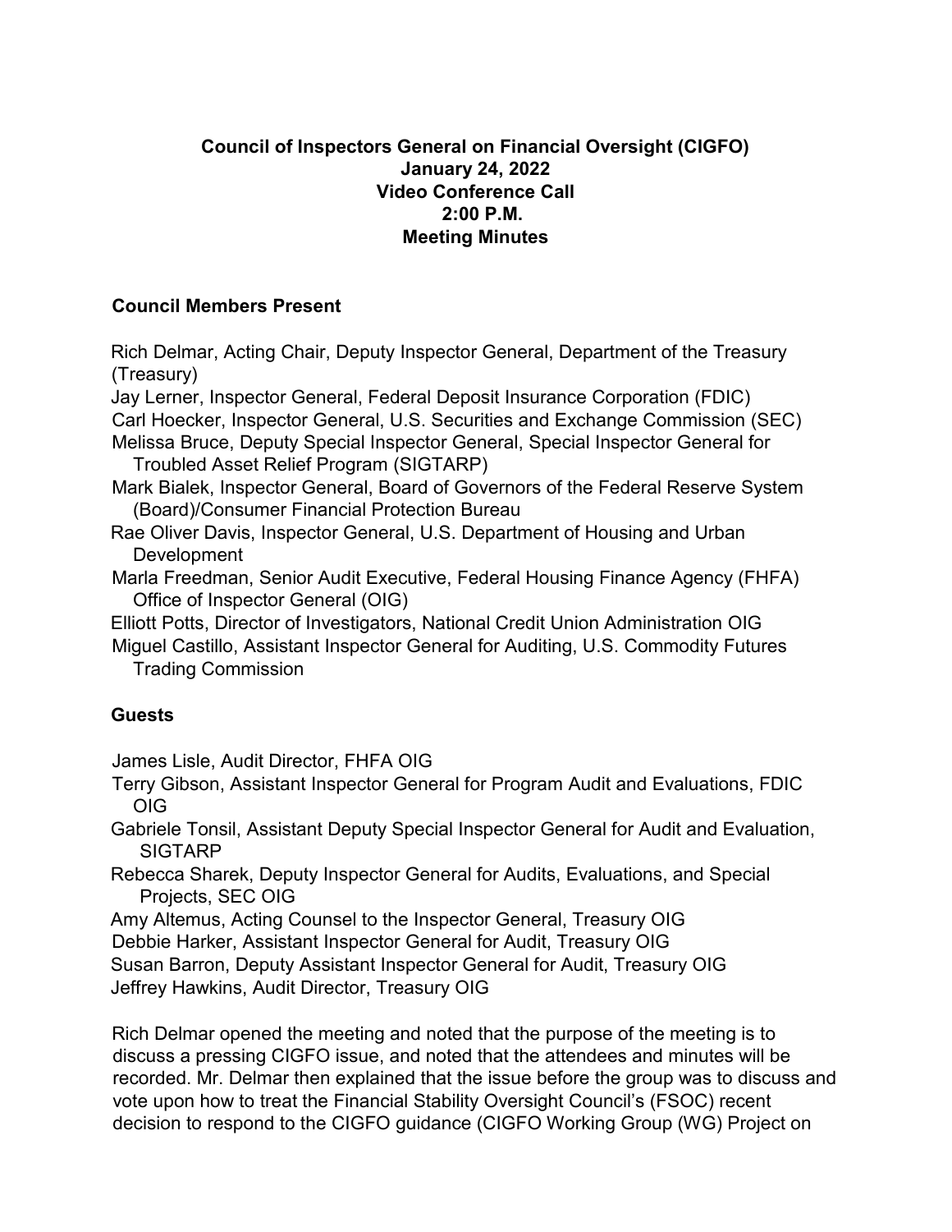**Council of Inspectors General on Financial Oversight (CIGFO)**
**January 24, 2022**
**Video Conference Call**
**2:00 P.M.**
**Meeting Minutes**

### Council Members Present

Rich Delmar, Acting Chair, Deputy Inspector General, Department of the Treasury (Treasury)
Jay Lerner, Inspector General, Federal Deposit Insurance Corporation (FDIC)
Carl Hoecker, Inspector General, U.S. Securities and Exchange Commission (SEC)
Melissa Bruce, Deputy Special Inspector General, Special Inspector General for Troubled Asset Relief Program (SIGTARP)
Mark Bialek, Inspector General, Board of Governors of the Federal Reserve System (Board)/Consumer Financial Protection Bureau
Rae Oliver Davis, Inspector General, U.S. Department of Housing and Urban Development
Marla Freedman, Senior Audit Executive, Federal Housing Finance Agency (FHFA) Office of Inspector General (OIG)
Elliott Potts, Director of Investigators, National Credit Union Administration OIG
Miguel Castillo, Assistant Inspector General for Auditing, U.S. Commodity Futures Trading Commission

### Guests

James Lisle, Audit Director, FHFA OIG
Terry Gibson, Assistant Inspector General for Program Audit and Evaluations, FDIC OIG
Gabriele Tonsil, Assistant Deputy Special Inspector General for Audit and Evaluation, SIGTARP
Rebecca Sharek, Deputy Inspector General for Audits, Evaluations, and Special Projects, SEC OIG
Amy Altemus, Acting Counsel to the Inspector General, Treasury OIG
Debbie Harker, Assistant Inspector General for Audit, Treasury OIG
Susan Barron, Deputy Assistant Inspector General for Audit, Treasury OIG
Jeffrey Hawkins, Audit Director, Treasury OIG

Rich Delmar opened the meeting and noted that the purpose of the meeting is to discuss a pressing CIGFO issue, and noted that the attendees and minutes will be recorded. Mr. Delmar then explained that the issue before the group was to discuss and vote upon how to treat the Financial Stability Oversight Council's (FSOC) recent decision to respond to the CIGFO guidance (CIGFO Working Group (WG) Project on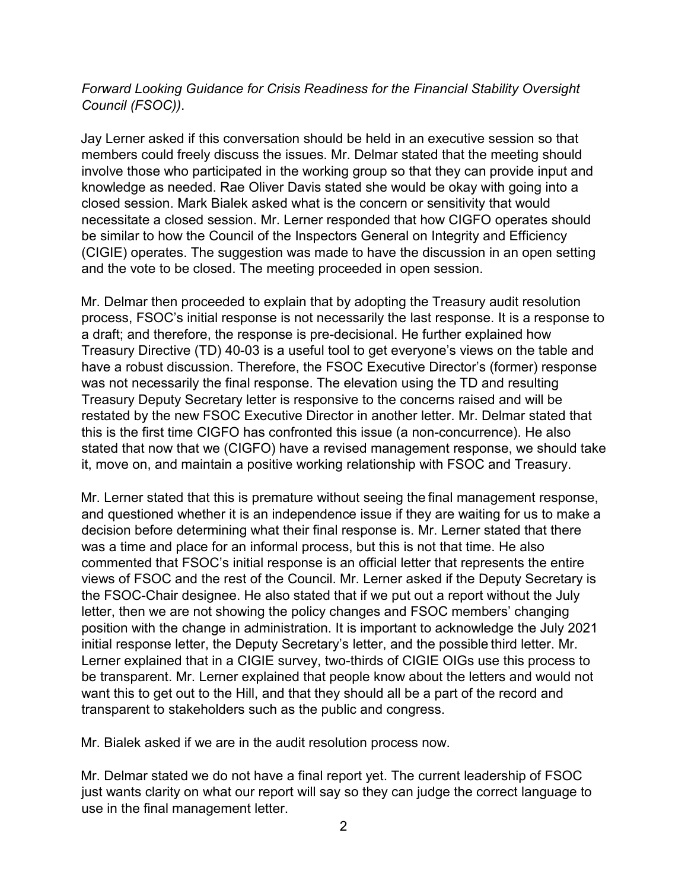*Forward Looking Guidance for Crisis Readiness for the Financial Stability Oversight Council (FSOC))*.

Jay Lerner asked if this conversation should be held in an executive session so that members could freely discuss the issues. Mr. Delmar stated that the meeting should involve those who participated in the working group so that they can provide input and knowledge as needed. Rae Oliver Davis stated she would be okay with going into a closed session. Mark Bialek asked what is the concern or sensitivity that would necessitate a closed session. Mr. Lerner responded that how CIGFO operates should be similar to how the Council of the Inspectors General on Integrity and Efficiency (CIGIE) operates. The suggestion was made to have the discussion in an open setting and the vote to be closed. The meeting proceeded in open session.

Mr. Delmar then proceeded to explain that by adopting the Treasury audit resolution process, FSOC's initial response is not necessarily the last response. It is a response to a draft; and therefore, the response is pre-decisional. He further explained how Treasury Directive (TD) 40-03 is a useful tool to get everyone's views on the table and have a robust discussion. Therefore, the FSOC Executive Director's (former) response was not necessarily the final response. The elevation using the TD and resulting Treasury Deputy Secretary letter is responsive to the concerns raised and will be restated by the new FSOC Executive Director in another letter. Mr. Delmar stated that this is the first time CIGFO has confronted this issue (a non-concurrence). He also stated that now that we (CIGFO) have a revised management response, we should take it, move on, and maintain a positive working relationship with FSOC and Treasury.

Mr. Lerner stated that this is premature without seeing the final management response, and questioned whether it is an independence issue if they are waiting for us to make a decision before determining what their final response is. Mr. Lerner stated that there was a time and place for an informal process, but this is not that time. He also commented that FSOC's initial response is an official letter that represents the entire views of FSOC and the rest of the Council. Mr. Lerner asked if the Deputy Secretary is the FSOC-Chair designee. He also stated that if we put out a report without the July letter, then we are not showing the policy changes and FSOC members' changing position with the change in administration. It is important to acknowledge the July 2021 initial response letter, the Deputy Secretary's letter, and the possible third letter. Mr. Lerner explained that in a CIGIE survey, two-thirds of CIGIE OIGs use this process to be transparent. Mr. Lerner explained that people know about the letters and would not want this to get out to the Hill, and that they should all be a part of the record and transparent to stakeholders such as the public and congress.

Mr. Bialek asked if we are in the audit resolution process now.

Mr. Delmar stated we do not have a final report yet. The current leadership of FSOC just wants clarity on what our report will say so they can judge the correct language to use in the final management letter.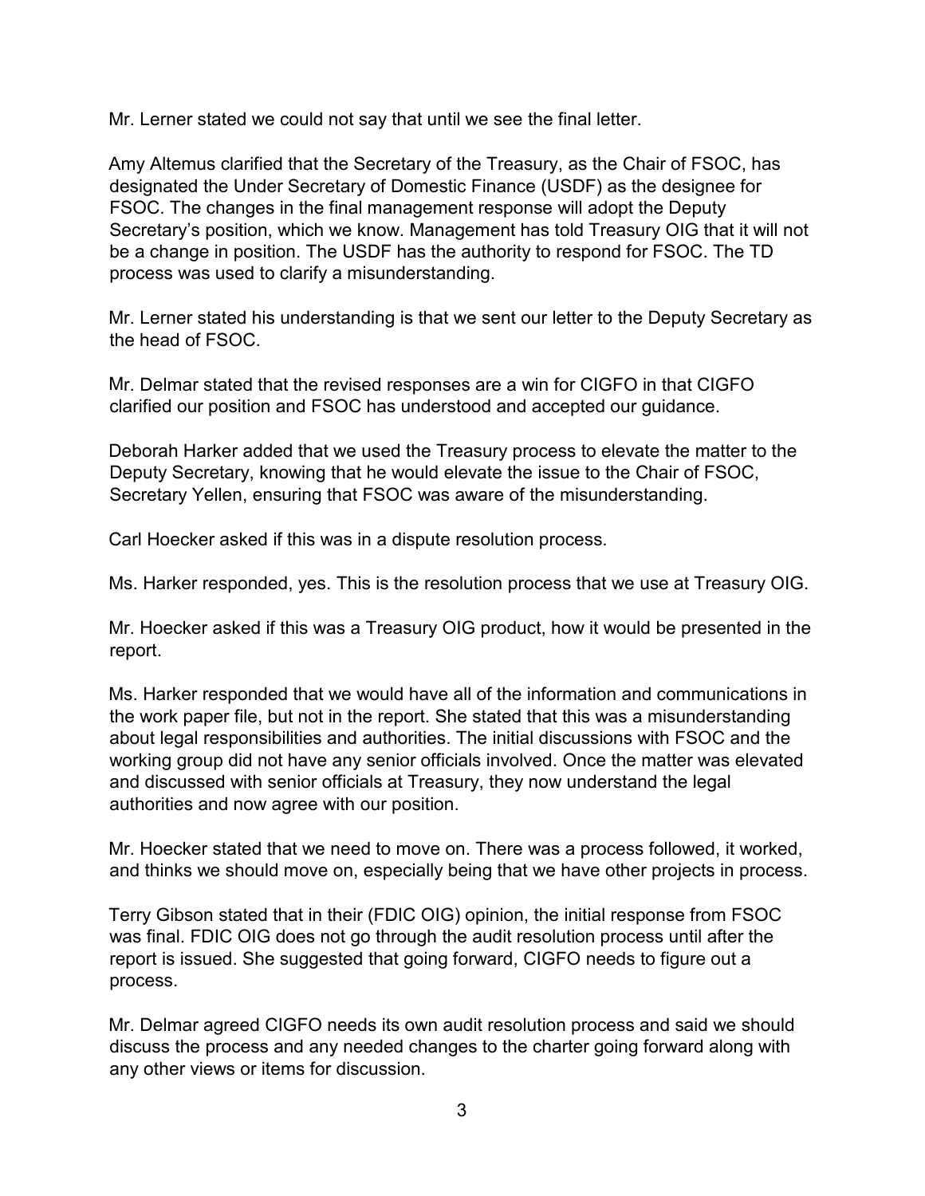Mr. Lerner stated we could not say that until we see the final letter.

Amy Altemus clarified that the Secretary of the Treasury, as the Chair of FSOC, has designated the Under Secretary of Domestic Finance (USDF) as the designee for FSOC. The changes in the final management response will adopt the Deputy Secretary's position, which we know. Management has told Treasury OIG that it will not be a change in position. The USDF has the authority to respond for FSOC. The TD process was used to clarify a misunderstanding.

Mr. Lerner stated his understanding is that we sent our letter to the Deputy Secretary as the head of FSOC.

Mr. Delmar stated that the revised responses are a win for CIGFO in that CIGFO clarified our position and FSOC has understood and accepted our guidance.

Deborah Harker added that we used the Treasury process to elevate the matter to the Deputy Secretary, knowing that he would elevate the issue to the Chair of FSOC, Secretary Yellen, ensuring that FSOC was aware of the misunderstanding.

Carl Hoecker asked if this was in a dispute resolution process.

Ms. Harker responded, yes. This is the resolution process that we use at Treasury OIG.

Mr. Hoecker asked if this was a Treasury OIG product, how it would be presented in the report.

Ms. Harker responded that we would have all of the information and communications in the work paper file, but not in the report. She stated that this was a misunderstanding about legal responsibilities and authorities. The initial discussions with FSOC and the working group did not have any senior officials involved. Once the matter was elevated and discussed with senior officials at Treasury, they now understand the legal authorities and now agree with our position.

Mr. Hoecker stated that we need to move on. There was a process followed, it worked, and thinks we should move on, especially being that we have other projects in process.

Terry Gibson stated that in their (FDIC OIG) opinion, the initial response from FSOC was final. FDIC OIG does not go through the audit resolution process until after the report is issued. She suggested that going forward, CIGFO needs to figure out a process.

Mr. Delmar agreed CIGFO needs its own audit resolution process and said we should discuss the process and any needed changes to the charter going forward along with any other views or items for discussion.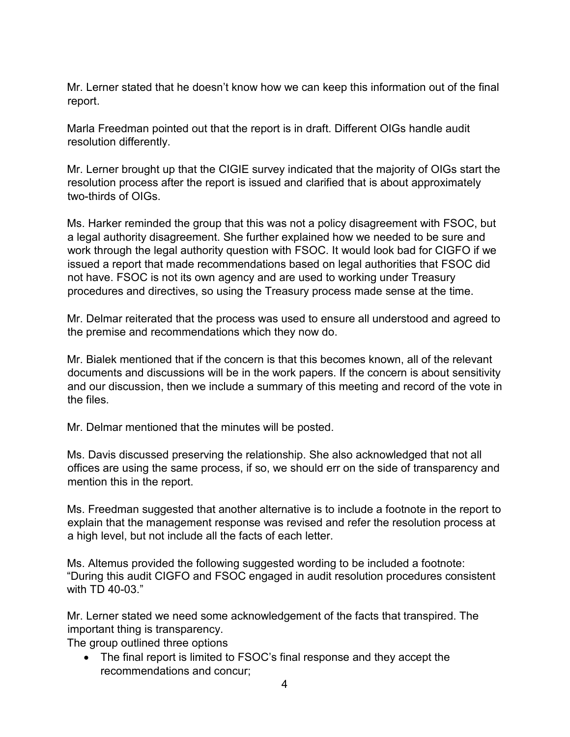Mr. Lerner stated that he doesn't know how we can keep this information out of the final report.

Marla Freedman pointed out that the report is in draft. Different OIGs handle audit resolution differently.

Mr. Lerner brought up that the CIGIE survey indicated that the majority of OIGs start the resolution process after the report is issued and clarified that is about approximately two-thirds of OIGs.

Ms. Harker reminded the group that this was not a policy disagreement with FSOC, but a legal authority disagreement. She further explained how we needed to be sure and work through the legal authority question with FSOC. It would look bad for CIGFO if we issued a report that made recommendations based on legal authorities that FSOC did not have. FSOC is not its own agency and are used to working under Treasury procedures and directives, so using the Treasury process made sense at the time.

Mr. Delmar reiterated that the process was used to ensure all understood and agreed to the premise and recommendations which they now do.

Mr. Bialek mentioned that if the concern is that this becomes known, all of the relevant documents and discussions will be in the work papers. If the concern is about sensitivity and our discussion, then we include a summary of this meeting and record of the vote in the files.

Mr. Delmar mentioned that the minutes will be posted.

Ms. Davis discussed preserving the relationship. She also acknowledged that not all offices are using the same process, if so, we should err on the side of transparency and mention this in the report.

Ms. Freedman suggested that another alternative is to include a footnote in the report to explain that the management response was revised and refer the resolution process at a high level, but not include all the facts of each letter.

Ms. Altemus provided the following suggested wording to be included a footnote: "During this audit CIGFO and FSOC engaged in audit resolution procedures consistent with TD 40-03."

Mr. Lerner stated we need some acknowledgement of the facts that transpired. The important thing is transparency.

The group outlined three options

- The final report is limited to FSOC's final response and they accept the recommendations and concur;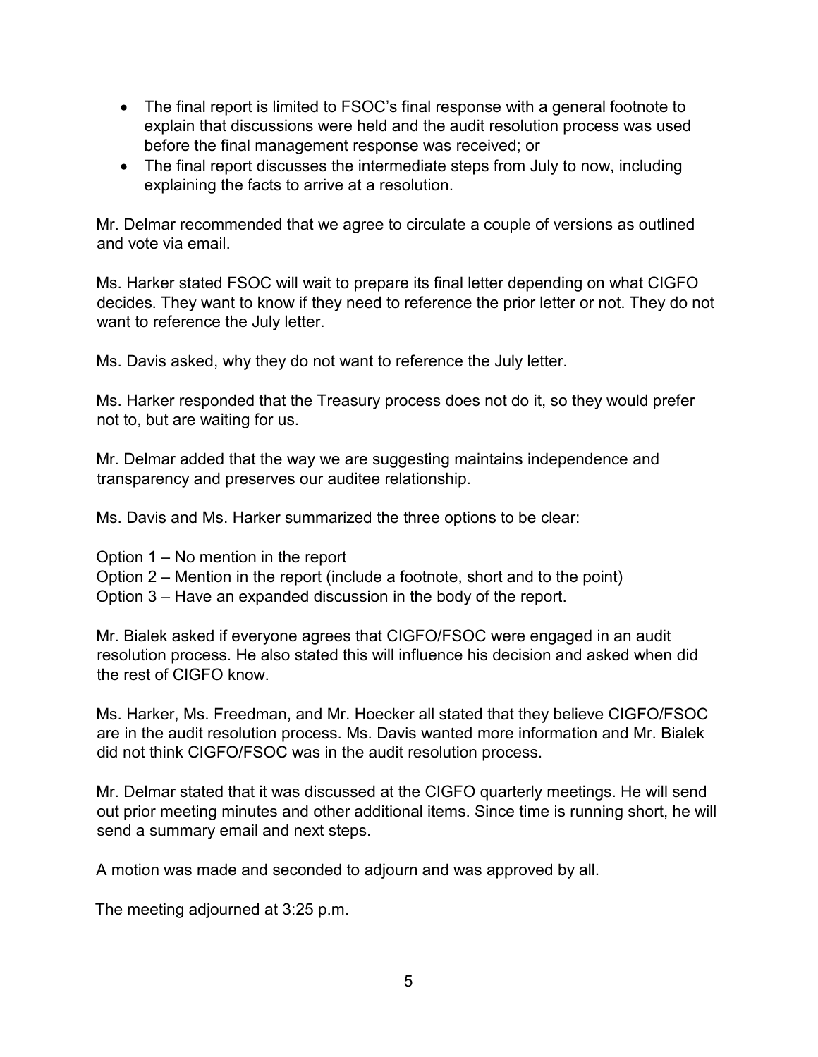- The final report is limited to FSOC's final response with a general footnote to explain that discussions were held and the audit resolution process was used before the final management response was received; or
- The final report discusses the intermediate steps from July to now, including explaining the facts to arrive at a resolution.

Mr. Delmar recommended that we agree to circulate a couple of versions as outlined and vote via email.

Ms. Harker stated FSOC will wait to prepare its final letter depending on what CIGFO decides. They want to know if they need to reference the prior letter or not. They do not want to reference the July letter.

Ms. Davis asked, why they do not want to reference the July letter.

Ms. Harker responded that the Treasury process does not do it, so they would prefer not to, but are waiting for us.

Mr. Delmar added that the way we are suggesting maintains independence and transparency and preserves our auditee relationship.

Ms. Davis and Ms. Harker summarized the three options to be clear:

Option 1 – No mention in the report
Option 2 – Mention in the report (include a footnote, short and to the point)
Option 3 – Have an expanded discussion in the body of the report.

Mr. Bialek asked if everyone agrees that CIGFO/FSOC were engaged in an audit resolution process. He also stated this will influence his decision and asked when did the rest of CIGFO know.

Ms. Harker, Ms. Freedman, and Mr. Hoecker all stated that they believe CIGFO/FSOC are in the audit resolution process. Ms. Davis wanted more information and Mr. Bialek did not think CIGFO/FSOC was in the audit resolution process.

Mr. Delmar stated that it was discussed at the CIGFO quarterly meetings. He will send out prior meeting minutes and other additional items. Since time is running short, he will send a summary email and next steps.

A motion was made and seconded to adjourn and was approved by all.

The meeting adjourned at 3:25 p.m.